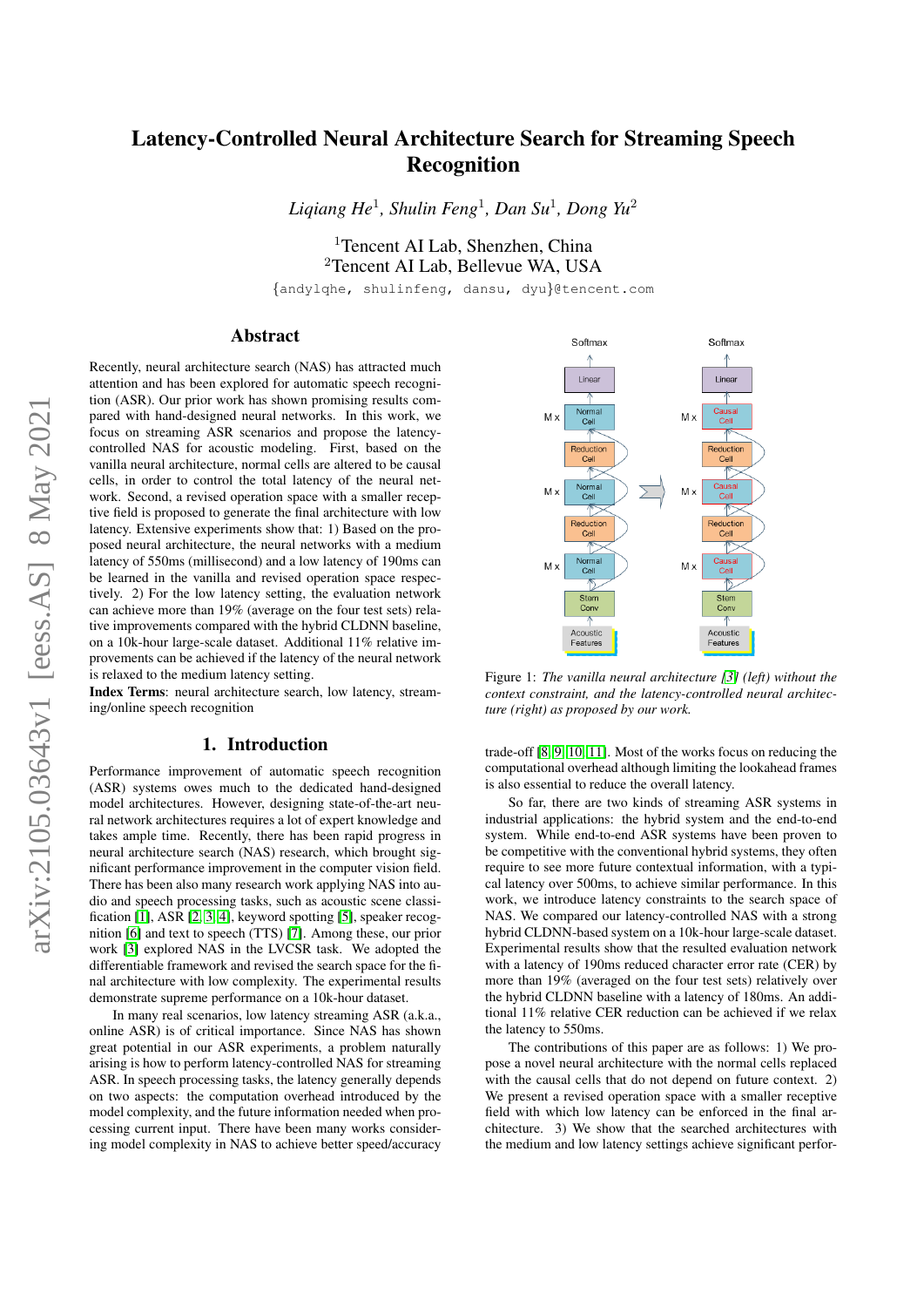# Latency-Controlled Neural Architecture Search for Streaming Speech Recognition

*Liqiang He*[1], *Shulin Feng*[1], *Dan Su*[1], *Dong Yu*[2]

[1]Tencent AI Lab, Shenzhen, China
[2]Tencent AI Lab, Bellevue WA, USA

{andylqhe, shulinfeng, dansu, dyu}@tencent.com

## Abstract

Recently, neural architecture search (NAS) has attracted much attention and has been explored for automatic speech recognition (ASR). Our prior work has shown promising results compared with hand-designed neural networks. In this work, we focus on streaming ASR scenarios and propose the latency-controlled NAS for acoustic modeling. First, based on the vanilla neural architecture, normal cells are altered to be causal cells, in order to control the total latency of the neural network. Second, a revised operation space with a smaller receptive field is proposed to generate the final architecture with low latency. Extensive experiments show that: 1) Based on the proposed neural architecture, the neural networks with a medium latency of 550ms (millisecond) and a low latency of 190ms can be learned in the vanilla and revised operation space respectively. 2) For the low latency setting, the evaluation network can achieve more than 19% (average on the four test sets) relative improvements compared with the hybrid CLDNN baseline, on a 10k-hour large-scale dataset. Additional 11% relative improvements can be achieved if the latency of the neural network is relaxed to the medium latency setting.

**Index Terms**: neural architecture search, low latency, streaming/online speech recognition

## 1. Introduction

Performance improvement of automatic speech recognition (ASR) systems owes much to the dedicated hand-designed model architectures. However, designing state-of-the-art neural network architectures requires a lot of expert knowledge and takes ample time. Recently, there has been rapid progress in neural architecture search (NAS) research, which brought significant performance improvement in the computer vision field. There has been also many research work applying NAS into audio and speech processing tasks, such as acoustic scene classification [1], ASR [2, 3, 4], keyword spotting [5], speaker recognition [6] and text to speech (TTS) [7]. Among these, our prior work [3] explored NAS in the LVCSR task. We adopted the differentiable framework and revised the search space for the final architecture with low complexity. The experimental results demonstrate supreme performance on a 10k-hour dataset.

In many real scenarios, low latency streaming ASR (a.k.a., online ASR) is of critical importance. Since NAS has shown great potential in our ASR experiments, a problem naturally arising is how to perform latency-controlled NAS for streaming ASR. In speech processing tasks, the latency generally depends on two aspects: the computation overhead introduced by the model complexity, and the future information needed when processing current input. There have been many works considering model complexity in NAS to achieve better speed/accuracy trade-off [8, 9, 10, 11]. Most of the works focus on reducing the computational overhead although limiting the lookahead frames is also essential to reduce the overall latency.

Figure 1: *The vanilla neural architecture [3] (left) without the context constraint, and the latency-controlled neural architecture (right) as proposed by our work.*

So far, there are two kinds of streaming ASR systems in industrial applications: the hybrid system and the end-to-end system. While end-to-end ASR systems have been proven to be competitive with the conventional hybrid systems, they often require to see more future contextual information, with a typical latency over 500ms, to achieve similar performance. In this work, we introduce latency constraints to the search space of NAS. We compared our latency-controlled NAS with a strong hybrid CLDNN-based system on a 10k-hour large-scale dataset. Experimental results show that the resulted evaluation network with a latency of 190ms reduced character error rate (CER) by more than 19% (averaged on the four test sets) relatively over the hybrid CLDNN baseline with a latency of 180ms. An additional 11% relative CER reduction can be achieved if we relax the latency to 550ms.

The contributions of this paper are as follows: 1) We propose a novel neural architecture with the normal cells replaced with the causal cells that do not depend on future context. 2) We present a revised operation space with a smaller receptive field with which low latency can be enforced in the final architecture. 3) We show that the searched architectures with the medium and low latency settings achieve significant perfor-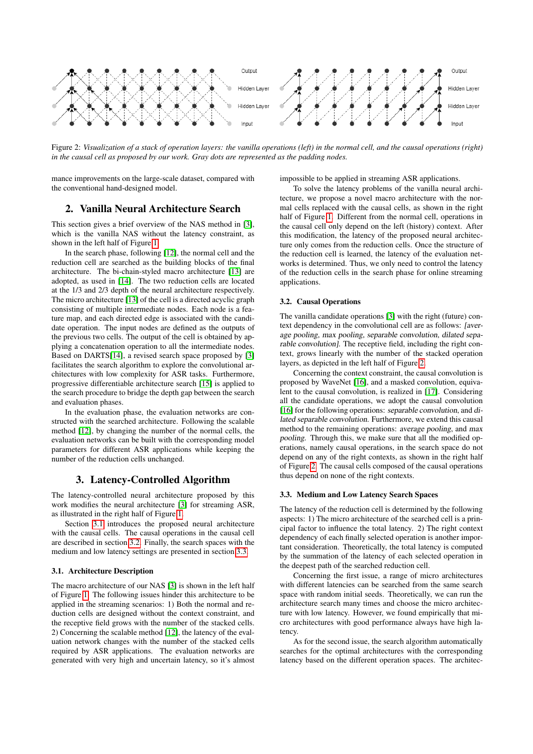Figure 2: *Visualization of a stack of operation layers: the vanilla operations (left) in the normal cell, and the causal operations (right) in the causal cell as proposed by our work. Gray dots are represented as the padding nodes.*

mance improvements on the large-scale dataset, compared with the conventional hand-designed model.

## 2. Vanilla Neural Architecture Search

This section gives a brief overview of the NAS method in [3], which is the vanilla NAS without the latency constraint, as shown in the left half of Figure 1.

In the search phase, following [12], the normal cell and the reduction cell are searched as the building blocks of the final architecture. The bi-chain-styled macro architecture [13] are adopted, as used in [14]. The two reduction cells are located at the 1/3 and 2/3 depth of the neural architecture respectively. The micro architecture [13] of the cell is a directed acyclic graph consisting of multiple intermediate nodes. Each node is a feature map, and each directed edge is associated with the candidate operation. The input nodes are defined as the outputs of the previous two cells. The output of the cell is obtained by applying a concatenation operation to all the intermediate nodes. Based on DARTS[14], a revised search space proposed by [3] facilitates the search algorithm to explore the convolutional architectures with low complexity for ASR tasks. Furthermore, progressive differentiable architecture search [15] is applied to the search procedure to bridge the depth gap between the search and evaluation phases.

In the evaluation phase, the evaluation networks are constructed with the searched architecture. Following the scalable method [12], by changing the number of the normal cells, the evaluation networks can be built with the corresponding model parameters for different ASR applications while keeping the number of the reduction cells unchanged.

## 3. Latency-Controlled Algorithm

The latency-controlled neural architecture proposed by this work modifies the neural architecture [3] for streaming ASR, as illustrated in the right half of Figure 1.

Section 3.1 introduces the proposed neural architecture with the causal cells. The causal operations in the causal cell are described in section 3.2. Finally, the search spaces with the medium and low latency settings are presented in section 3.3.

### 3.1. Architecture Description

The macro architecture of our NAS [3] is shown in the left half of Figure 1. The following issues hinder this architecture to be applied in the streaming scenarios: 1) Both the normal and reduction cells are designed without the context constraint, and the receptive field grows with the number of the stacked cells. 2) Concerning the scalable method [12], the latency of the evaluation network changes with the number of the stacked cells required by ASR applications. The evaluation networks are generated with very high and uncertain latency, so it's almost impossible to be applied in streaming ASR applications.

To solve the latency problems of the vanilla neural architecture, we propose a novel macro architecture with the normal cells replaced with the causal cells, as shown in the right half of Figure 1. Different from the normal cell, operations in the causal cell only depend on the left (history) context. After this modification, the latency of the proposed neural architecture only comes from the reduction cells. Once the structure of the reduction cell is learned, the latency of the evaluation networks is determined. Thus, we only need to control the latency of the reduction cells in the search phase for online streaming applications.

### 3.2. Causal Operations

The vanilla candidate operations [3] with the right (future) context dependency in the convolutional cell are as follows: *[average pooling, max pooling, separable convolution, dilated separable convolution]*. The receptive field, including the right context, grows linearly with the number of the stacked operation layers, as depicted in the left half of Figure 2.

Concerning the context constraint, the causal convolution is proposed by WaveNet [16], and a masked convolution, equivalent to the causal convolution, is realized in [17]. Considering all the candidate operations, we adopt the causal convolution [16] for the following operations: *separable convolution*, and *dilated separable convolution*. Furthermore, we extend this causal method to the remaining operations: *average pooling*, and *max pooling*. Through this, we make sure that all the modified operations, namely causal operations, in the search space do not depend on any of the right contexts, as shown in the right half of Figure 2. The causal cells composed of the causal operations thus depend on none of the right contexts.

### 3.3. Medium and Low Latency Search Spaces

The latency of the reduction cell is determined by the following aspects: 1) The micro architecture of the searched cell is a principal factor to influence the total latency. 2) The right context dependency of each finally selected operation is another important consideration. Theoretically, the total latency is computed by the summation of the latency of each selected operation in the deepest path of the searched reduction cell.

Concerning the first issue, a range of micro architectures with different latencies can be searched from the same search space with random initial seeds. Theoretically, we can run the architecture search many times and choose the micro architecture with low latency. However, we found empirically that micro architectures with good performance always have high latency.

As for the second issue, the search algorithm automatically searches for the optimal architectures with the corresponding latency based on the different operation spaces. The architec-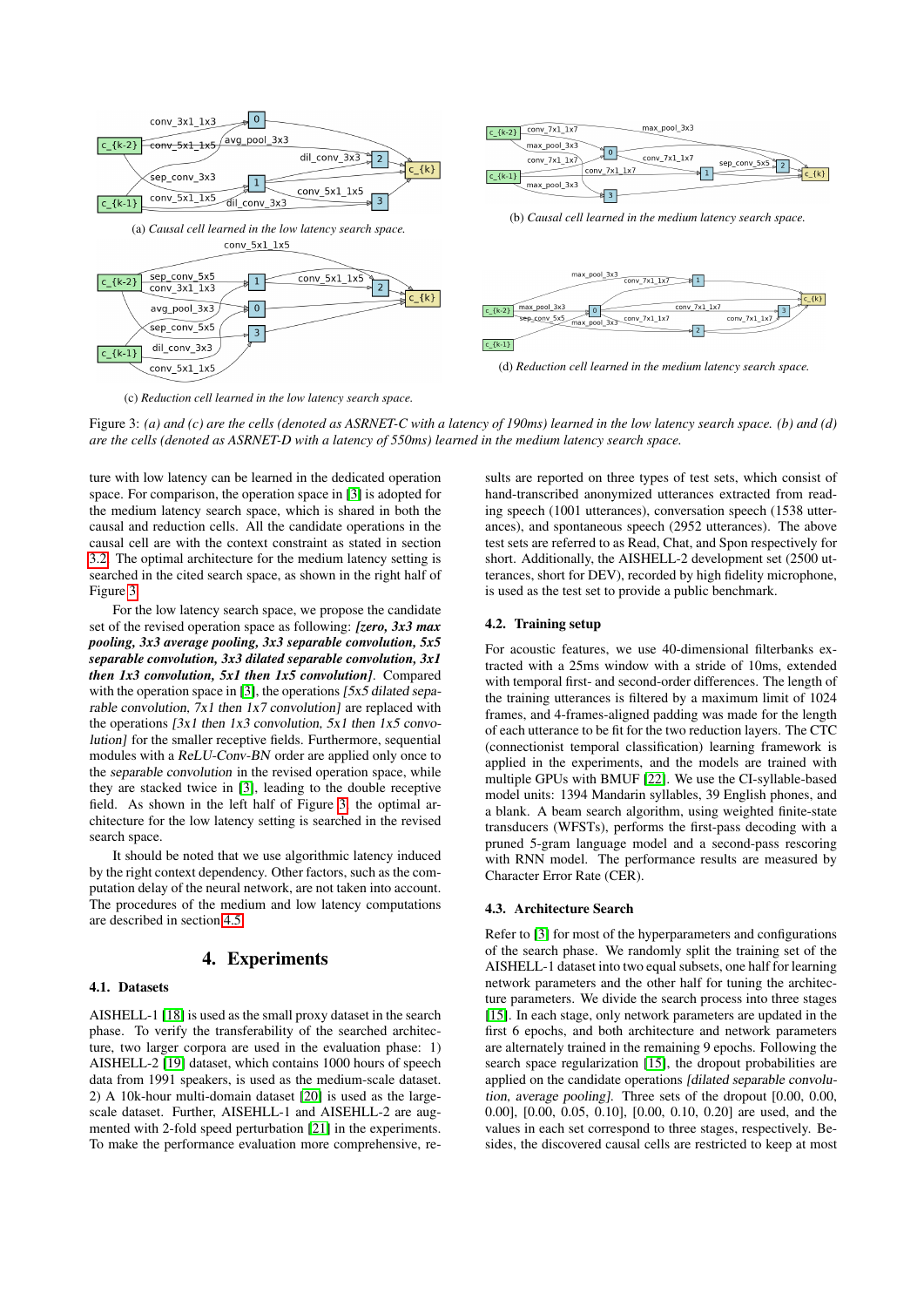(a) *Causal cell learned in the low latency search space.*

(b) *Causal cell learned in the medium latency search space.*

(c) *Reduction cell learned in the low latency search space.*

(d) *Reduction cell learned in the medium latency search space.*

Figure 3: *(a) and (c) are the cells (denoted as ASRNET-C with a latency of 190ms) learned in the low latency search space. (b) and (d) are the cells (denoted as ASRNET-D with a latency of 550ms) learned in the medium latency search space.*

ture with low latency can be learned in the dedicated operation space. For comparison, the operation space in [3] is adopted for the medium latency search space, which is shared in both the causal and reduction cells. All the candidate operations in the causal cell are with the context constraint as stated in section 3.2. The optimal architecture for the medium latency setting is searched in the cited search space, as shown in the right half of Figure 3.

For the low latency search space, we propose the candidate set of the revised operation space as following: ***[zero, 3x3 max pooling, 3x3 average pooling, 3x3 separable convolution, 5x5 separable convolution, 3x3 dilated separable convolution, 3x1 then 1x3 convolution, 5x1 then 1x5 convolution]***. Compared with the operation space in [3], the operations *[5x5 dilated separable convolution, 7x1 then 1x7 convolution]* are replaced with the operations *[3x1 then 1x3 convolution, 5x1 then 1x5 convolution]* for the smaller receptive fields. Furthermore, sequential modules with a *ReLU-Conv-BN* order are applied only once to the *separable convolution* in the revised operation space, while they are stacked twice in [3], leading to the double receptive field. As shown in the left half of Figure 3, the optimal architecture for the low latency setting is searched in the revised search space.

It should be noted that we use algorithmic latency induced by the right context dependency. Other factors, such as the computation delay of the neural network, are not taken into account. The procedures of the medium and low latency computations are described in section 4.5.

## 4. Experiments

### 4.1. Datasets

AISHELL-1 [18] is used as the small proxy dataset in the search phase. To verify the transferability of the searched architecture, two larger corpora are used in the evaluation phase: 1) AISHELL-2 [19] dataset, which contains 1000 hours of speech data from 1991 speakers, is used as the medium-scale dataset. 2) A 10k-hour multi-domain dataset [20] is used as the large-scale dataset. Further, AISEHLL-1 and AISEHLL-2 are augmented with 2-fold speed perturbation [21] in the experiments. To make the performance evaluation more comprehensive, results are reported on three types of test sets, which consist of hand-transcribed anonymized utterances extracted from reading speech (1001 utterances), conversation speech (1538 utterances), and spontaneous speech (2952 utterances). The above test sets are referred to as Read, Chat, and Spon respectively for short. Additionally, the AISHELL-2 development set (2500 utterances, short for DEV), recorded by high fidelity microphone, is used as the test set to provide a public benchmark.

### 4.2. Training setup

For acoustic features, we use 40-dimensional filterbanks extracted with a 25ms window with a stride of 10ms, extended with temporal first- and second-order differences. The length of the training utterances is filtered by a maximum limit of 1024 frames, and 4-frames-aligned padding was made for the length of each utterance to be fit for the two reduction layers. The CTC (connectionist temporal classification) learning framework is applied in the experiments, and the models are trained with multiple GPUs with BMUF [22]. We use the CI-syllable-based model units: 1394 Mandarin syllables, 39 English phones, and a blank. A beam search algorithm, using weighted finite-state transducers (WFSTs), performs the first-pass decoding with a pruned 5-gram language model and a second-pass rescoring with RNN model. The performance results are measured by Character Error Rate (CER).

### 4.3. Architecture Search

Refer to [3] for most of the hyperparameters and configurations of the search phase. We randomly split the training set of the AISHELL-1 dataset into two equal subsets, one half for learning network parameters and the other half for tuning the architecture parameters. We divide the search process into three stages [15]. In each stage, only network parameters are updated in the first 6 epochs, and both architecture and network parameters are alternately trained in the remaining 9 epochs. Following the search space regularization [15], the dropout probabilities are applied on the candidate operations *[dilated separable convolution, average pooling]*. Three sets of the dropout [0.00, 0.00, 0.00], [0.00, 0.05, 0.10], [0.00, 0.10, 0.20] are used, and the values in each set correspond to three stages, respectively. Besides, the discovered causal cells are restricted to keep at most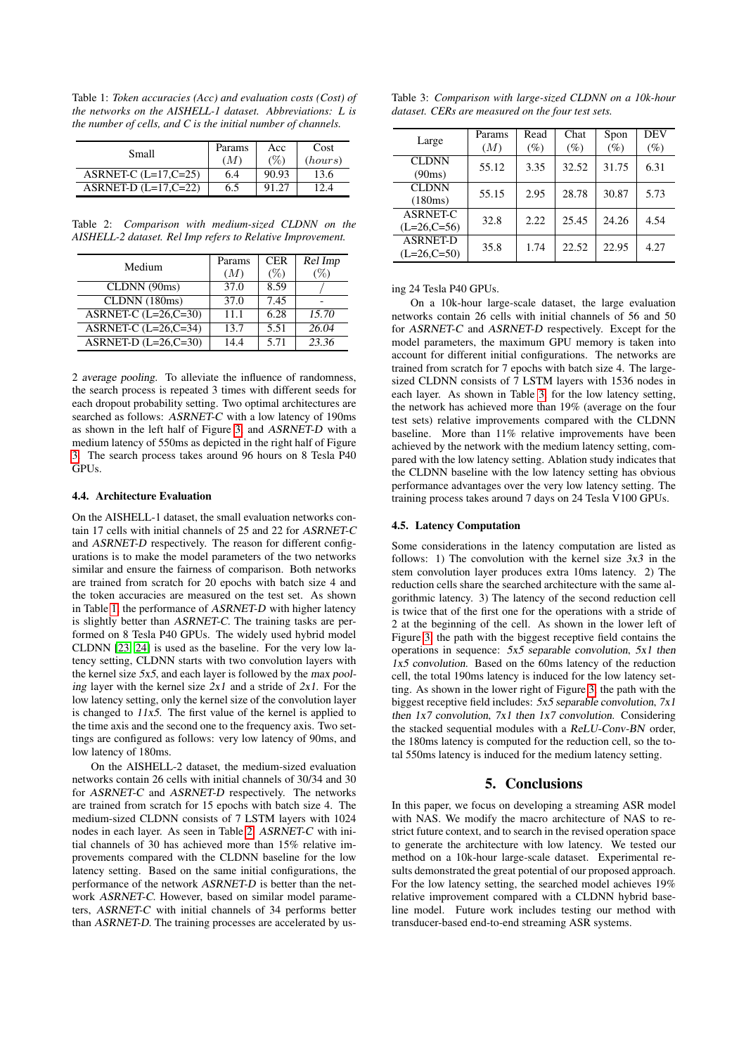Table 1: *Token accuracies (Acc) and evaluation costs (Cost) of the networks on the AISHELL-1 dataset. Abbreviations: L is the number of cells, and C is the initial number of channels.*

| Small | Params ($M$) | Acc (%) | Cost ($hours$) |
|---|---|---|---|
| ASRNET-C (L=17,C=25) | 6.4 | 90.93 | 13.6 |
| ASRNET-D (L=17,C=22) | 6.5 | 91.27 | 12.4 |

Table 2: *Comparison with medium-sized CLDNN on the AISHELL-2 dataset. Rel Imp refers to Relative Improvement.*

| Medium | Params ($M$) | CER (%) | *Rel Imp* (%) |
|---|---|---|---|
| CLDNN (90ms) | 37.0 | 8.59 | / |
| CLDNN (180ms) | 37.0 | 7.45 | - |
| ASRNET-C (L=26,C=30) | 11.1 | 6.28 | *15.70* |
| ASRNET-C (L=26,C=34) | 13.7 | 5.51 | *26.04* |
| ASRNET-D (L=26,C=30) | 14.4 | 5.71 | *23.36* |

2 *average pooling*. To alleviate the influence of randomness, the search process is repeated 3 times with different seeds for each dropout probability setting. Two optimal architectures are searched as follows: *ASRNET-C* with a low latency of 190ms as shown in the left half of Figure 3, and *ASRNET-D* with a medium latency of 550ms as depicted in the right half of Figure 3. The search process takes around 96 hours on 8 Tesla P40 GPUs.

### 4.4. Architecture Evaluation

On the AISHELL-1 dataset, the small evaluation networks contain 17 cells with initial channels of 25 and 22 for *ASRNET-C* and *ASRNET-D* respectively. The reason for different configurations is to make the model parameters of the two networks similar and ensure the fairness of comparison. Both networks are trained from scratch for 20 epochs with batch size 4 and the token accuracies are measured on the test set. As shown in Table 1, the performance of *ASRNET-D* with higher latency is slightly better than *ASRNET-C*. The training tasks are performed on 8 Tesla P40 GPUs. The widely used hybrid model CLDNN [23, 24] is used as the baseline. For the very low latency setting, CLDNN starts with two convolution layers with the kernel size *5x5*, and each layer is followed by the *max pooling* layer with the kernel size *2x1* and a stride of *2x1*. For the low latency setting, only the kernel size of the convolution layer is changed to *11x5*. The first value of the kernel is applied to the time axis and the second one to the frequency axis. Two settings are configured as follows: very low latency of 90ms, and low latency of 180ms.

On the AISHELL-2 dataset, the medium-sized evaluation networks contain 26 cells with initial channels of 30/34 and 30 for *ASRNET-C* and *ASRNET-D* respectively. The networks are trained from scratch for 15 epochs with batch size 4. The medium-sized CLDNN consists of 7 LSTM layers with 1024 nodes in each layer. As seen in Table 2, *ASRNET-C* with initial channels of 30 has achieved more than 15% relative improvements compared with the CLDNN baseline for the low latency setting. Based on the same initial configurations, the performance of the network *ASRNET-D* is better than the network *ASRNET-C*. However, based on similar model parameters, *ASRNET-C* with initial channels of 34 performs better than *ASRNET-D*. The training processes are accelerated by using 24 Tesla P40 GPUs.

Table 3: *Comparison with large-sized CLDNN on a 10k-hour dataset. CERs are measured on the four test sets.*

| Large | Params ($M$) | Read (%) | Chat (%) | Spon (%) | DEV (%) |
|---|---|---|---|---|---|
| CLDNN (90ms) | 55.12 | 3.35 | 32.52 | 31.75 | 6.31 |
| CLDNN (180ms) | 55.15 | 2.95 | 28.78 | 30.87 | 5.73 |
| ASRNET-C (L=26,C=56) | 32.8 | 2.22 | 25.45 | 24.26 | 4.54 |
| ASRNET-D (L=26,C=50) | 35.8 | 1.74 | 22.52 | 22.95 | 4.27 |

On a 10k-hour large-scale dataset, the large evaluation networks contain 26 cells with initial channels of 56 and 50 for *ASRNET-C* and *ASRNET-D* respectively. Except for the model parameters, the maximum GPU memory is taken into account for different initial configurations. The networks are trained from scratch for 7 epochs with batch size 4. The large-sized CLDNN consists of 7 LSTM layers with 1536 nodes in each layer. As shown in Table 3, for the low latency setting, the network has achieved more than 19% (average on the four test sets) relative improvements compared with the CLDNN baseline. More than 11% relative improvements have been achieved by the network with the medium latency setting, compared with the low latency setting. Ablation study indicates that the CLDNN baseline with the low latency setting has obvious performance advantages over the very low latency setting. The training process takes around 7 days on 24 Tesla V100 GPUs.

### 4.5. Latency Computation

Some considerations in the latency computation are listed as follows: 1) The convolution with the kernel size *3x3* in the stem convolution layer produces extra 10ms latency. 2) The reduction cells share the searched architecture with the same algorithmic latency. 3) The latency of the second reduction cell is twice that of the first one for the operations with a stride of 2 at the beginning of the cell. As shown in the lower left of Figure 3, the path with the biggest receptive field contains the operations in sequence: *5x5 separable convolution*, *5x1 then 1x5 convolution*. Based on the 60ms latency of the reduction cell, the total 190ms latency is induced for the low latency setting. As shown in the lower right of Figure 3, the path with the biggest receptive field includes: *5x5 separable convolution*, *7x1 then 1x7 convolution*, *7x1 then 1x7 convolution*. Considering the stacked sequential modules with a *ReLU-Conv-BN* order, the 180ms latency is computed for the reduction cell, so the total 550ms latency is induced for the medium latency setting.

## 5. Conclusions

In this paper, we focus on developing a streaming ASR model with NAS. We modify the macro architecture of NAS to restrict future context, and to search in the revised operation space to generate the architecture with low latency. We tested our method on a 10k-hour large-scale dataset. Experimental results demonstrated the great potential of our proposed approach. For the low latency setting, the searched model achieves 19% relative improvement compared with a CLDNN hybrid baseline model. Future work includes testing our method with transducer-based end-to-end streaming ASR systems.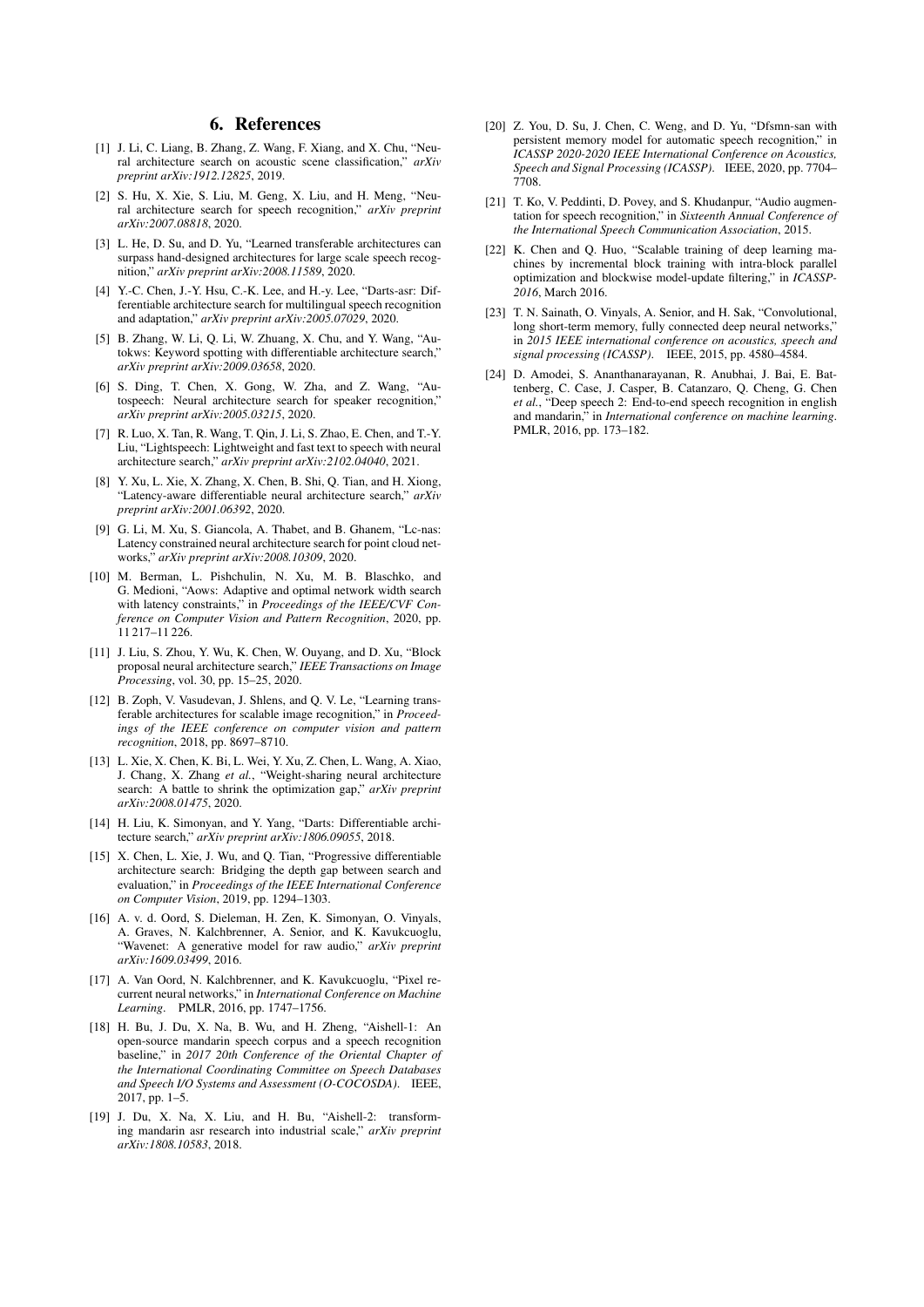## 6. References

[1] J. Li, C. Liang, B. Zhang, Z. Wang, F. Xiang, and X. Chu, "Neural architecture search on acoustic scene classification," *arXiv preprint arXiv:1912.12825*, 2019.

[2] S. Hu, X. Xie, S. Liu, M. Geng, X. Liu, and H. Meng, "Neural architecture search for speech recognition," *arXiv preprint arXiv:2007.08818*, 2020.

[3] L. He, D. Su, and D. Yu, "Learned transferable architectures can surpass hand-designed architectures for large scale speech recognition," *arXiv preprint arXiv:2008.11589*, 2020.

[4] Y.-C. Chen, J.-Y. Hsu, C.-K. Lee, and H.-y. Lee, "Darts-asr: Differentiable architecture search for multilingual speech recognition and adaptation," *arXiv preprint arXiv:2005.07029*, 2020.

[5] B. Zhang, W. Li, Q. Li, W. Zhuang, X. Chu, and Y. Wang, "Autokws: Keyword spotting with differentiable architecture search," *arXiv preprint arXiv:2009.03658*, 2020.

[6] S. Ding, T. Chen, X. Gong, W. Zha, and Z. Wang, "Autospeech: Neural architecture search for speaker recognition," *arXiv preprint arXiv:2005.03215*, 2020.

[7] R. Luo, X. Tan, R. Wang, T. Qin, J. Li, S. Zhao, E. Chen, and T.-Y. Liu, "Lightspeech: Lightweight and fast text to speech with neural architecture search," *arXiv preprint arXiv:2102.04040*, 2021.

[8] Y. Xu, L. Xie, X. Zhang, X. Chen, B. Shi, Q. Tian, and H. Xiong, "Latency-aware differentiable neural architecture search," *arXiv preprint arXiv:2001.06392*, 2020.

[9] G. Li, M. Xu, S. Giancola, A. Thabet, and B. Ghanem, "Lc-nas: Latency constrained neural architecture search for point cloud networks," *arXiv preprint arXiv:2008.10309*, 2020.

[10] M. Berman, L. Pishchulin, N. Xu, M. B. Blaschko, and G. Medioni, "Aows: Adaptive and optimal network width search with latency constraints," in *Proceedings of the IEEE/CVF Conference on Computer Vision and Pattern Recognition*, 2020, pp. 11 217–11 226.

[11] J. Liu, S. Zhou, Y. Wu, K. Chen, W. Ouyang, and D. Xu, "Block proposal neural architecture search," *IEEE Transactions on Image Processing*, vol. 30, pp. 15–25, 2020.

[12] B. Zoph, V. Vasudevan, J. Shlens, and Q. V. Le, "Learning transferable architectures for scalable image recognition," in *Proceedings of the IEEE conference on computer vision and pattern recognition*, 2018, pp. 8697–8710.

[13] L. Xie, X. Chen, K. Bi, L. Wei, Y. Xu, Z. Chen, L. Wang, A. Xiao, J. Chang, X. Zhang *et al.*, "Weight-sharing neural architecture search: A battle to shrink the optimization gap," *arXiv preprint arXiv:2008.01475*, 2020.

[14] H. Liu, K. Simonyan, and Y. Yang, "Darts: Differentiable architecture search," *arXiv preprint arXiv:1806.09055*, 2018.

[15] X. Chen, L. Xie, J. Wu, and Q. Tian, "Progressive differentiable architecture search: Bridging the depth gap between search and evaluation," in *Proceedings of the IEEE International Conference on Computer Vision*, 2019, pp. 1294–1303.

[16] A. v. d. Oord, S. Dieleman, H. Zen, K. Simonyan, O. Vinyals, A. Graves, N. Kalchbrenner, A. Senior, and K. Kavukcuoglu, "Wavenet: A generative model for raw audio," *arXiv preprint arXiv:1609.03499*, 2016.

[17] A. Van Oord, N. Kalchbrenner, and K. Kavukcuoglu, "Pixel recurrent neural networks," in *International Conference on Machine Learning*. PMLR, 2016, pp. 1747–1756.

[18] H. Bu, J. Du, X. Na, B. Wu, and H. Zheng, "Aishell-1: An open-source mandarin speech corpus and a speech recognition baseline," in *2017 20th Conference of the Oriental Chapter of the International Coordinating Committee on Speech Databases and Speech I/O Systems and Assessment (O-COCOSDA)*. IEEE, 2017, pp. 1–5.

[19] J. Du, X. Na, X. Liu, and H. Bu, "Aishell-2: transforming mandarin asr research into industrial scale," *arXiv preprint arXiv:1808.10583*, 2018.

[20] Z. You, D. Su, J. Chen, C. Weng, and D. Yu, "Dfsmn-san with persistent memory model for automatic speech recognition," in *ICASSP 2020-2020 IEEE International Conference on Acoustics, Speech and Signal Processing (ICASSP)*. IEEE, 2020, pp. 7704–7708.

[21] T. Ko, V. Peddinti, D. Povey, and S. Khudanpur, "Audio augmentation for speech recognition," in *Sixteenth Annual Conference of the International Speech Communication Association*, 2015.

[22] K. Chen and Q. Huo, "Scalable training of deep learning machines by incremental block training with intra-block parallel optimization and blockwise model-update filtering," in *ICASSP-2016*, March 2016.

[23] T. N. Sainath, O. Vinyals, A. Senior, and H. Sak, "Convolutional, long short-term memory, fully connected deep neural networks," in *2015 IEEE international conference on acoustics, speech and signal processing (ICASSP)*. IEEE, 2015, pp. 4580–4584.

[24] D. Amodei, S. Ananthanarayanan, R. Anubhai, J. Bai, E. Battenberg, C. Case, J. Casper, B. Catanzaro, Q. Cheng, G. Chen *et al.*, "Deep speech 2: End-to-end speech recognition in english and mandarin," in *International conference on machine learning*. PMLR, 2016, pp. 173–182.